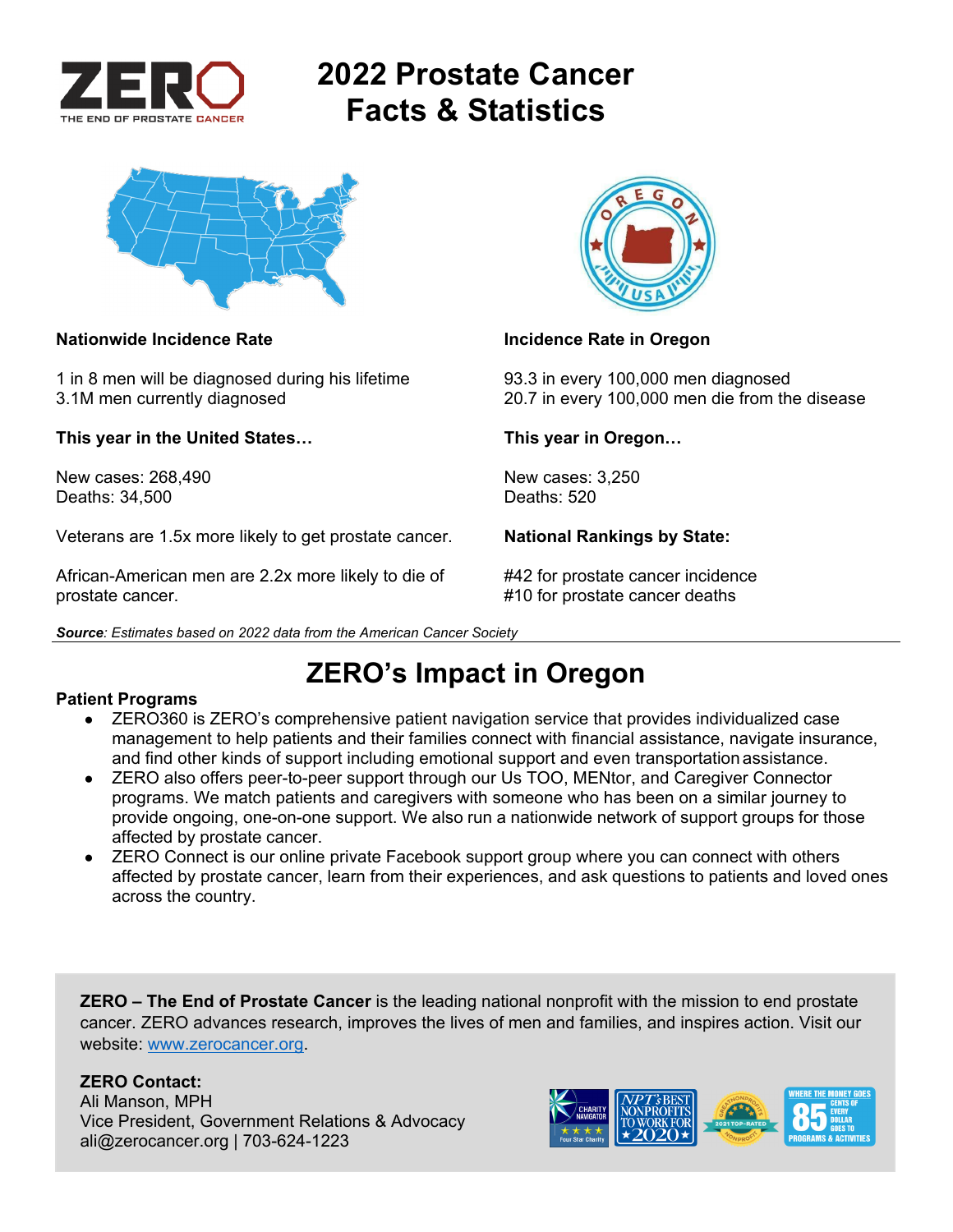# 2022 Prostate Cancer Facts & Statistics

**Nationwide Incidence Rate**

1 in 8 men will be diagnosed during his lifetime
3.1M men currently diagnosed

**This year in the United States…**

New cases: 268,490
Deaths: 34,500

Veterans are 1.5x more likely to get prostate cancer.

African-American men are 2.2x more likely to die of prostate cancer.

**Incidence Rate in Oregon**

93.3 in every 100,000 men diagnosed
20.7 in every 100,000 men die from the disease

**This year in Oregon…**

New cases: 3,250
Deaths: 520

**National Rankings by State:**

#42 for prostate cancer incidence
#10 for prostate cancer deaths

***Source**: Estimates based on 2022 data from the American Cancer Society*

## ZERO's Impact in Oregon

**Patient Programs**

- ZERO360 is ZERO's comprehensive patient navigation service that provides individualized case management to help patients and their families connect with financial assistance, navigate insurance, and find other kinds of support including emotional support and even transportation assistance.
- ZERO also offers peer-to-peer support through our Us TOO, MENtor, and Caregiver Connector programs. We match patients and caregivers with someone who has been on a similar journey to provide ongoing, one-on-one support. We also run a nationwide network of support groups for those affected by prostate cancer.
- ZERO Connect is our online private Facebook support group where you can connect with others affected by prostate cancer, learn from their experiences, and ask questions to patients and loved ones across the country.

**ZERO – The End of Prostate Cancer** is the leading national nonprofit with the mission to end prostate cancer. ZERO advances research, improves the lives of men and families, and inspires action. Visit our website: [www.zerocancer.org](http://www.zerocancer.org).

**ZERO Contact:**
Ali Manson, MPH
Vice President, Government Relations & Advocacy
ali@zerocancer.org | 703-624-1223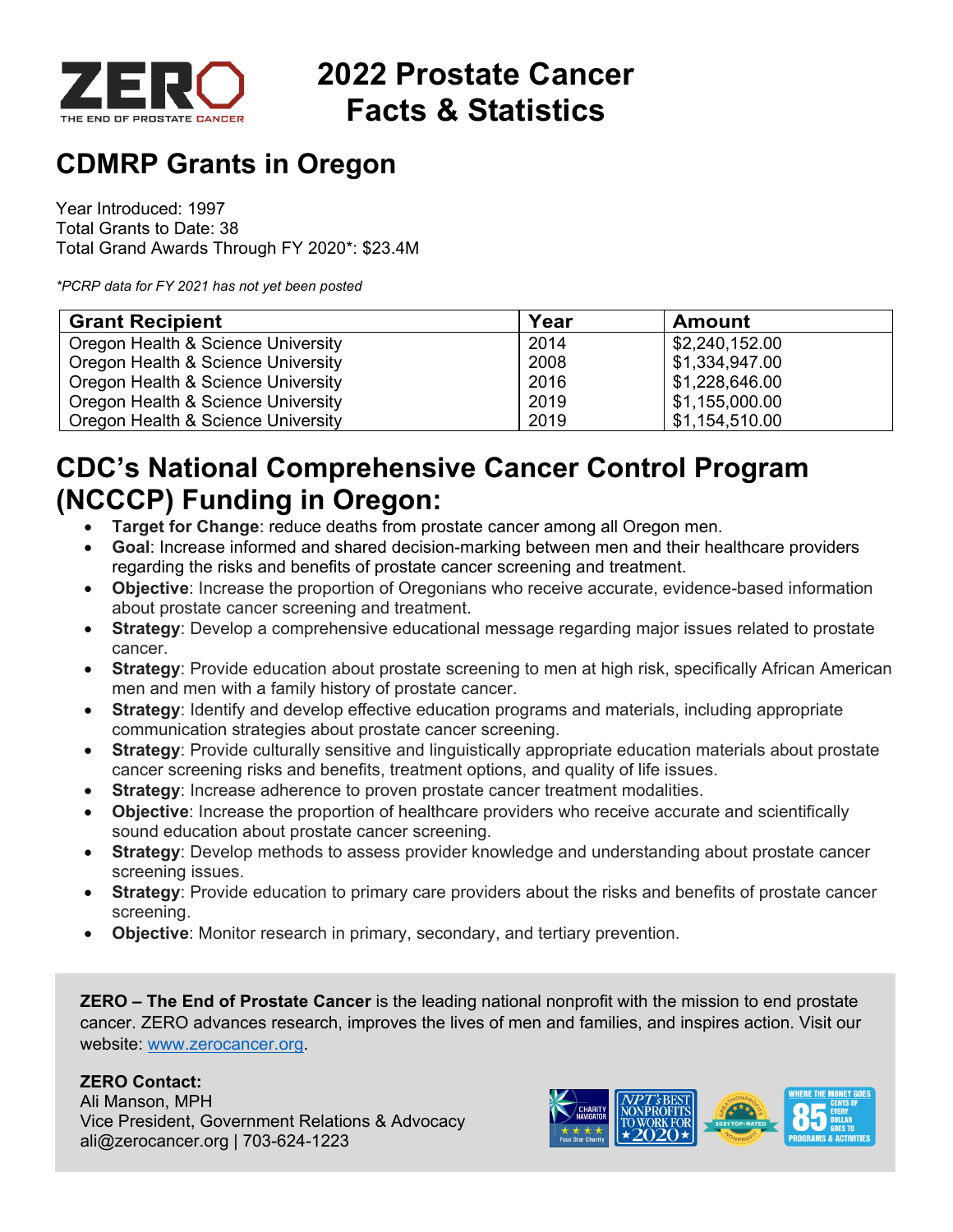# 2022 Prostate Cancer Facts & Statistics

## CDMRP Grants in Oregon

Year Introduced: 1997
Total Grants to Date: 38
Total Grand Awards Through FY 2020*: $23.4M

*\*PCRP data for FY 2021 has not yet been posted*

| Grant Recipient | Year | Amount |
|---|---|---|
| Oregon Health & Science University | 2014 | $2,240,152.00 |
| Oregon Health & Science University | 2008 | $1,334,947.00 |
| Oregon Health & Science University | 2016 | $1,228,646.00 |
| Oregon Health & Science University | 2019 | $1,155,000.00 |
| Oregon Health & Science University | 2019 | $1,154,510.00 |

## CDC's National Comprehensive Cancer Control Program (NCCCP) Funding in Oregon:

- **Target for Change**: reduce deaths from prostate cancer among all Oregon men.
- **Goal**: Increase informed and shared decision-marking between men and their healthcare providers regarding the risks and benefits of prostate cancer screening and treatment.
- **Objective**: Increase the proportion of Oregonians who receive accurate, evidence-based information about prostate cancer screening and treatment.
- **Strategy**: Develop a comprehensive educational message regarding major issues related to prostate cancer.
- **Strategy**: Provide education about prostate screening to men at high risk, specifically African American men and men with a family history of prostate cancer.
- **Strategy**: Identify and develop effective education programs and materials, including appropriate communication strategies about prostate cancer screening.
- **Strategy**: Provide culturally sensitive and linguistically appropriate education materials about prostate cancer screening risks and benefits, treatment options, and quality of life issues.
- **Strategy**: Increase adherence to proven prostate cancer treatment modalities.
- **Objective**: Increase the proportion of healthcare providers who receive accurate and scientifically sound education about prostate cancer screening.
- **Strategy**: Develop methods to assess provider knowledge and understanding about prostate cancer screening issues.
- **Strategy**: Provide education to primary care providers about the risks and benefits of prostate cancer screening.
- **Objective**: Monitor research in primary, secondary, and tertiary prevention.

**ZERO – The End of Prostate Cancer** is the leading national nonprofit with the mission to end prostate cancer. ZERO advances research, improves the lives of men and families, and inspires action. Visit our website: www.zerocancer.org.

**ZERO Contact:**
Ali Manson, MPH
Vice President, Government Relations & Advocacy
ali@zerocancer.org | 703-624-1223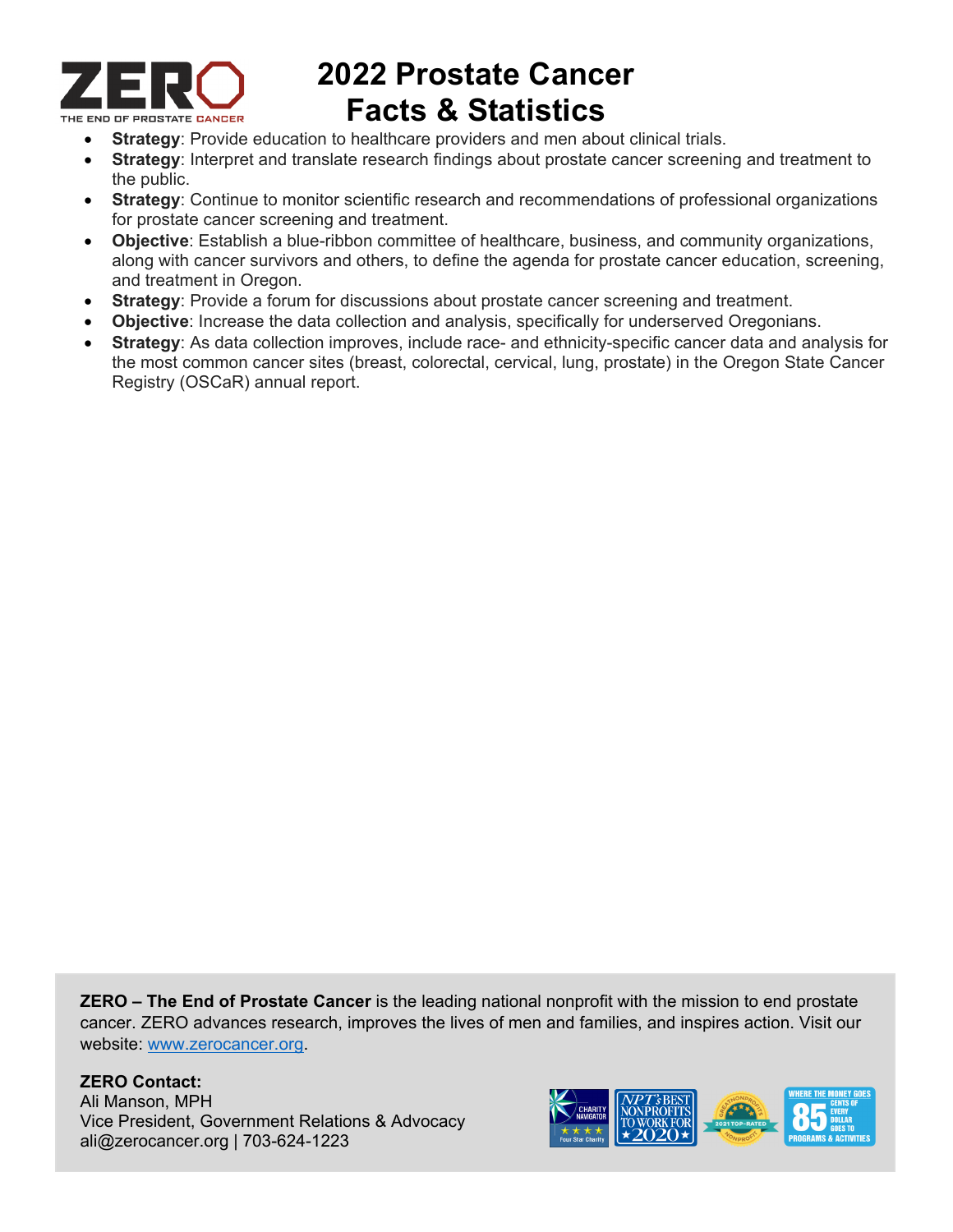# 2022 Prostate Cancer Facts & Statistics

- **Strategy**: Provide education to healthcare providers and men about clinical trials.
- **Strategy**: Interpret and translate research findings about prostate cancer screening and treatment to the public.
- **Strategy**: Continue to monitor scientific research and recommendations of professional organizations for prostate cancer screening and treatment.
- **Objective**: Establish a blue-ribbon committee of healthcare, business, and community organizations, along with cancer survivors and others, to define the agenda for prostate cancer education, screening, and treatment in Oregon.
- **Strategy**: Provide a forum for discussions about prostate cancer screening and treatment.
- **Objective**: Increase the data collection and analysis, specifically for underserved Oregonians.
- **Strategy**: As data collection improves, include race- and ethnicity-specific cancer data and analysis for the most common cancer sites (breast, colorectal, cervical, lung, prostate) in the Oregon State Cancer Registry (OSCaR) annual report.

**ZERO – The End of Prostate Cancer** is the leading national nonprofit with the mission to end prostate cancer. ZERO advances research, improves the lives of men and families, and inspires action. Visit our website: [www.zerocancer.org](http://www.zerocancer.org).

**ZERO Contact:**
Ali Manson, MPH
Vice President, Government Relations & Advocacy
ali@zerocancer.org | 703-624-1223